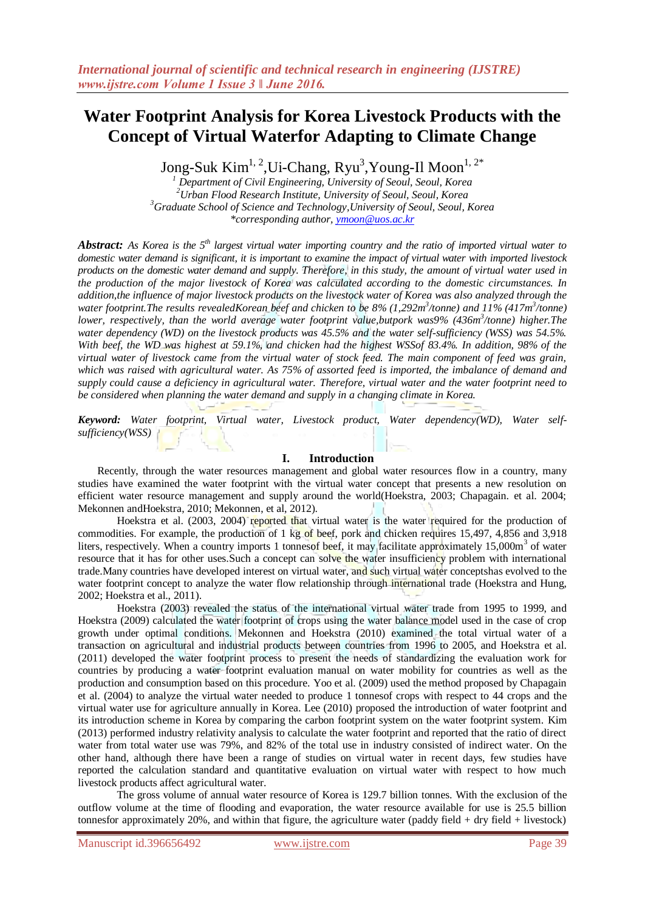# Water Footprint Analysis for Korea Livestock Products with the Concept of Virtual Waterfor Adapting to Climate Change

Jong-Suk Kim[1, 2],Ui-Chang, Ryu[3],Young-Il Moon[1, 2*]

[1] Department of Civil Engineering, University of Seoul, Seoul, Korea
[2]Urban Flood Research Institute, University of Seoul, Seoul, Korea
[3]Graduate School of Science and Technology,University of Seoul, Seoul, Korea
*corresponding author, ymoon@uos.ac.kr

***Abstract:*** *As Korea is the 5th largest virtual water importing country and the ratio of imported virtual water to domestic water demand is significant, it is important to examine the impact of virtual water with imported livestock products on the domestic water demand and supply. Therefore, in this study, the amount of virtual water used in the production of the major livestock of Korea was calculated according to the domestic circumstances. In addition,the influence of major livestock products on the livestock water of Korea was also analyzed through the water footprint.The results revealedKorean beef and chicken to be 8% (1,292m$^3$/tonne) and 11% (417m$^3$/tonne) lower, respectively, than the world average water footprint value,butpork was9% (436m$^3$/tonne) higher.The water dependency (WD) on the livestock products was 45.5% and the water self-sufficiency (WSS) was 54.5%. With beef, the WD was highest at 59.1%, and chicken had the highest WSSof 83.4%. In addition, 98% of the virtual water of livestock came from the virtual water of stock feed. The main component of feed was grain, which was raised with agricultural water. As 75% of assorted feed is imported, the imbalance of demand and supply could cause a deficiency in agricultural water. Therefore, virtual water and the water footprint need to be considered when planning the water demand and supply in a changing climate in Korea.*

***Keyword:*** *Water footprint, Virtual water, Livestock product, Water dependency(WD), Water self-sufficiency(WSS)*

## I. Introduction

Recently, through the water resources management and global water resources flow in a country, many studies have examined the water footprint with the virtual water concept that presents a new resolution on efficient water resource management and supply around the world(Hoekstra, 2003; Chapagain. et al. 2004; Mekonnen andHoekstra, 2010; Mekonnen, et al, 2012).

Hoekstra et al. (2003, 2004) reported that virtual water is the water required for the production of commodities. For example, the production of 1 kg of beef, pork and chicken requires 15,497, 4,856 and 3,918 liters, respectively. When a country imports 1 tonnesof beef, it may facilitate approximately 15,000m$^3$ of water resource that it has for other uses.Such a concept can solve the water insufficiency problem with international trade.Many countries have developed interest on virtual water, and such virtual water conceptshas evolved to the water footprint concept to analyze the water flow relationship through international trade (Hoekstra and Hung, 2002; Hoekstra et al., 2011).

Hoekstra (2003) revealed the status of the international virtual water trade from 1995 to 1999, and Hoekstra (2009) calculated the water footprint of crops using the water balance model used in the case of crop growth under optimal conditions. Mekonnen and Hoekstra (2010) examined the total virtual water of a transaction on agricultural and industrial products between countries from 1996 to 2005, and Hoekstra et al. (2011) developed the water footprint process to present the needs of standardizing the evaluation work for countries by producing a water footprint evaluation manual on water mobility for countries as well as the production and consumption based on this procedure. Yoo et al. (2009) used the method proposed by Chapagain et al. (2004) to analyze the virtual water needed to produce 1 tonnesof crops with respect to 44 crops and the virtual water use for agriculture annually in Korea. Lee (2010) proposed the introduction of water footprint and its introduction scheme in Korea by comparing the carbon footprint system on the water footprint system. Kim (2013) performed industry relativity analysis to calculate the water footprint and reported that the ratio of direct water from total water use was 79%, and 82% of the total use in industry consisted of indirect water. On the other hand, although there have been a range of studies on virtual water in recent days, few studies have reported the calculation standard and quantitative evaluation on virtual water with respect to how much livestock products affect agricultural water.

The gross volume of annual water resource of Korea is 129.7 billion tonnes. With the exclusion of the outflow volume at the time of flooding and evaporation, the water resource available for use is 25.5 billion tonnesfor approximately 20%, and within that figure, the agriculture water (paddy field + dry field + livestock)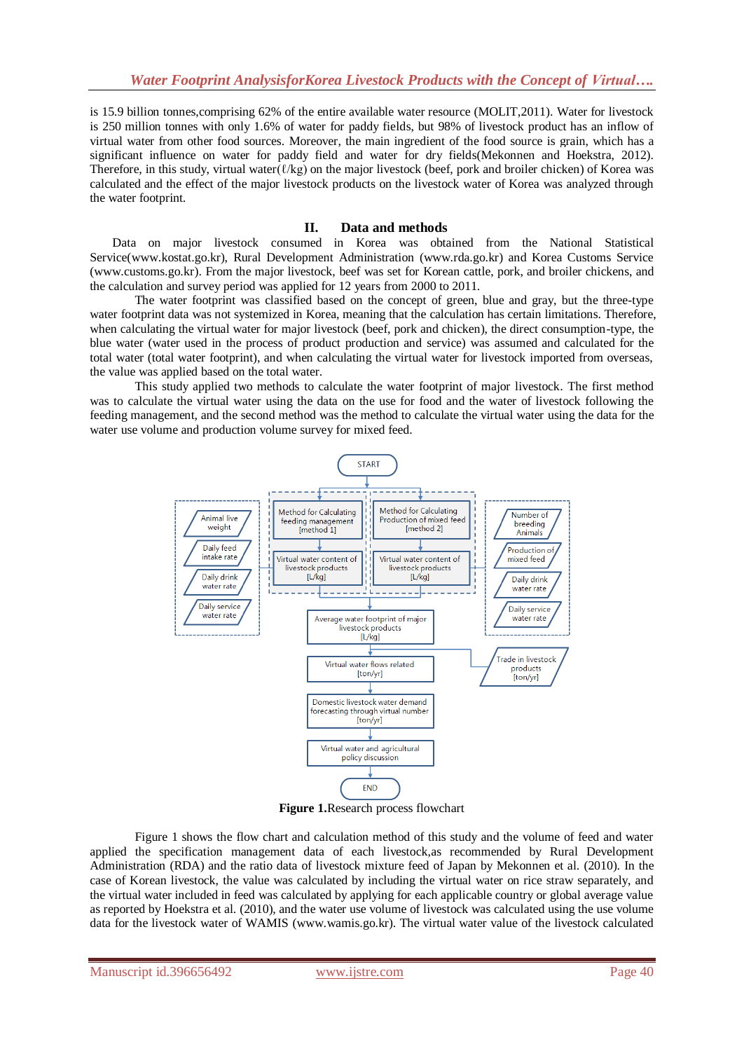is 15.9 billion tonnes,comprising 62% of the entire available water resource (MOLIT,2011). Water for livestock is 250 million tonnes with only 1.6% of water for paddy fields, but 98% of livestock product has an inflow of virtual water from other food sources. Moreover, the main ingredient of the food source is grain, which has a significant influence on water for paddy field and water for dry fields(Mekonnen and Hoekstra, 2012). Therefore, in this study, virtual water(ℓ/kg) on the major livestock (beef, pork and broiler chicken) of Korea was calculated and the effect of the major livestock products on the livestock water of Korea was analyzed through the water footprint.

## II. Data and methods

Data on major livestock consumed in Korea was obtained from the National Statistical Service(www.kostat.go.kr), Rural Development Administration (www.rda.go.kr) and Korea Customs Service (www.customs.go.kr). From the major livestock, beef was set for Korean cattle, pork, and broiler chickens, and the calculation and survey period was applied for 12 years from 2000 to 2011.

The water footprint was classified based on the concept of green, blue and gray, but the three-type water footprint data was not systemized in Korea, meaning that the calculation has certain limitations. Therefore, when calculating the virtual water for major livestock (beef, pork and chicken), the direct consumption-type, the blue water (water used in the process of product production and service) was assumed and calculated for the total water (total water footprint), and when calculating the virtual water for livestock imported from overseas, the value was applied based on the total water.

This study applied two methods to calculate the water footprint of major livestock. The first method was to calculate the virtual water using the data on the use for food and the water of livestock following the feeding management, and the second method was the method to calculate the virtual water using the data for the water use volume and production volume survey for mixed feed.

START

Method for Calculating feeding management [method 1] | Method for Calculating Production of mixed feed [method 2]

Animal live weight; Daily feed intake rate; Daily drink water rate; Daily service water rate

Number of breeding Animals; Production of mixed feed; Daily drink water rate; Daily service water rate

Virtual water content of livestock products [L/kg] | Virtual water content of livestock products [L/kg]

Average water footprint of major livestock products [L/kg]

Virtual water flows related [ton/yr] ← Trade in livestock products [ton/yr]

Domestic livestock water demand forecasting through virtual number [ton/yr]

Virtual water and agricultural policy discussion

END

**Figure 1.**Research process flowchart

Figure 1 shows the flow chart and calculation method of this study and the volume of feed and water applied the specification management data of each livestock,as recommended by Rural Development Administration (RDA) and the ratio data of livestock mixture feed of Japan by Mekonnen et al. (2010). In the case of Korean livestock, the value was calculated by including the virtual water on rice straw separately, and the virtual water included in feed was calculated by applying for each applicable country or global average value as reported by Hoekstra et al. (2010), and the water use volume of livestock was calculated using the use volume data for the livestock water of WAMIS (www.wamis.go.kr). The virtual water value of the livestock calculated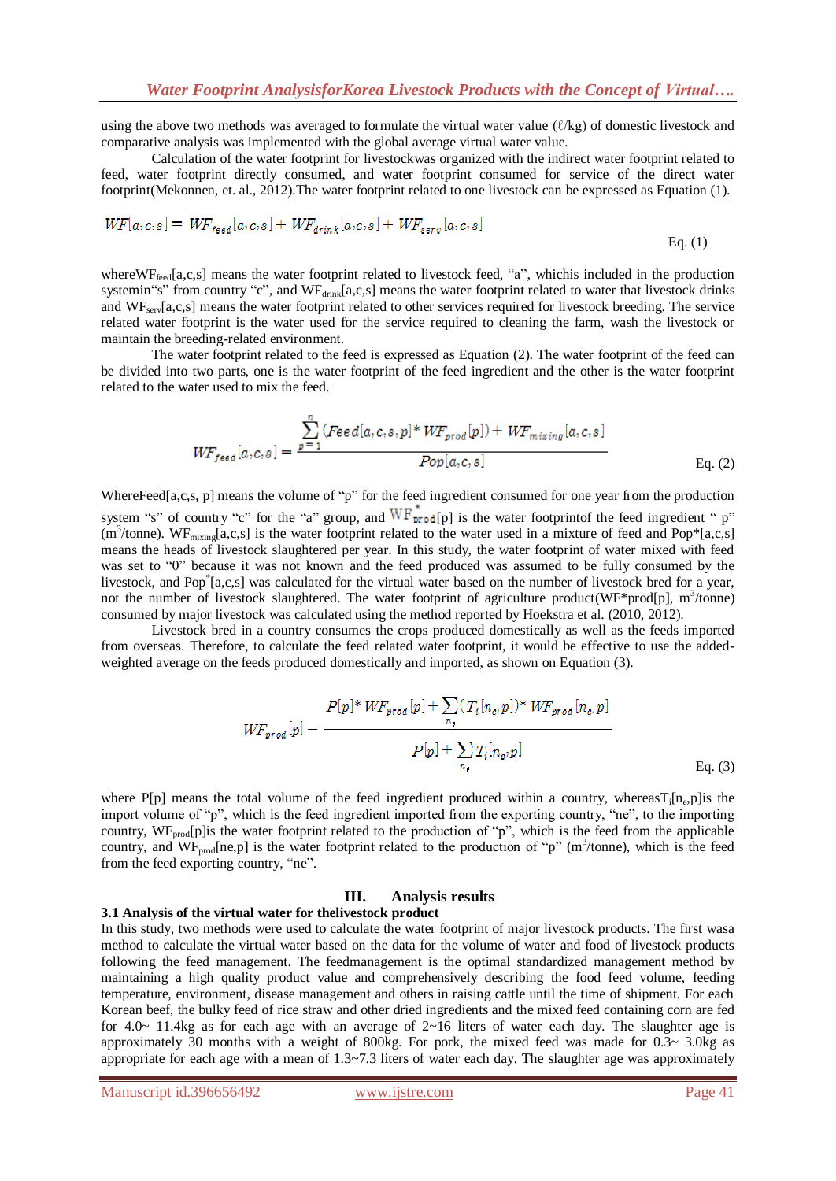using the above two methods was averaged to formulate the virtual water value (ℓ/kg) of domestic livestock and comparative analysis was implemented with the global average virtual water value.

Calculation of the water footprint for livestockwas organized with the indirect water footprint related to feed, water footprint directly consumed, and water footprint consumed for service of the direct water footprint(Mekonnen, et. al., 2012).The water footprint related to one livestock can be expressed as Equation (1).

$$WF[a,c,s] = WF_{feed}[a,c,s] + WF_{drink}[a,c,s] + WF_{serv}[a,c,s] \quad \text{Eq. (1)}$$

where$WF_{feed}[a,c,s]$ means the water footprint related to livestock feed, "a", whichis included in the production system"s" from country "c", and $WF_{drink}[a,c,s]$ means the water footprint related to water that livestock drinks and $WF_{serv}[a,c,s]$ means the water footprint related to other services required for livestock breeding. The service related water footprint is the water used for the service required to cleaning the farm, wash the livestock or maintain the breeding-related environment.

The water footprint related to the feed is expressed as Equation (2). The water footprint of the feed can be divided into two parts, one is the water footprint of the feed ingredient and the other is the water footprint related to the water used to mix the feed.

$$WF_{feed}[a,c,s] = \frac{\sum_{p=1}^{n}(Feed[a,c,s,p] * WF_{prod}[p]) + WF_{mixing}[a,c,s]}{Pop[a,c,s]} \quad \text{Eq. (2)}$$

WhereFeed[a,c,s, p] means the volume of "p" for the feed ingredient consumed for one year from the production system "s" of country "c" for the "a" group, and $WF^{*}_{prod}[p]$ is the water footprintof the feed ingredient " p" ($m^3$/tonne). $WF_{mixing}[a,c,s]$ is the water footprint related to the water used in a mixture of feed and Pop*[a,c,s] means the heads of livestock slaughtered per year. In this study, the water footprint of water mixed with feed was set to "0" because it was not known and the feed produced was assumed to be fully consumed by the livestock, and $Pop^{*}[a,c,s]$ was calculated for the virtual water based on the number of livestock bred for a year, not the number of livestock slaughtered. The water footprint of agriculture product(WF*prod[p], $m^3$/tonne) consumed by major livestock was calculated using the method reported by Hoekstra et al. (2010, 2012).

Livestock bred in a country consumes the crops produced domestically as well as the feeds imported from overseas. Therefore, to calculate the feed related water footprint, it would be effective to use the added-weighted average on the feeds produced domestically and imported, as shown on Equation (3).

$$WF_{prod}[p] = \frac{P[p] * WF_{prod}[p] + \sum_{n_e}(T_i[n_e,p]) * WF_{prod}[n_e,p]}{P[p] + \sum_{n_e} T_i[n_e,p]} \quad \text{Eq. (3)}$$

where P[p] means the total volume of the feed ingredient produced within a country, whereas$T_i[n_e,p]$is the import volume of "p", which is the feed ingredient imported from the exporting country, "ne", to the importing country, $WF_{prod}[p]$is the water footprint related to the production of "p", which is the feed from the applicable country, and $WF_{prod}[ne,p]$ is the water footprint related to the production of "p" ($m^3$/tonne), which is the feed from the feed exporting country, "ne".

## III. Analysis results

### 3.1 Analysis of the virtual water for thelivestock product

In this study, two methods were used to calculate the water footprint of major livestock products. The first wasa method to calculate the virtual water based on the data for the volume of water and food of livestock products following the feed management. The feedmanagement is the optimal standardized management method by maintaining a high quality product value and comprehensively describing the food feed volume, feeding temperature, environment, disease management and others in raising cattle until the time of shipment. For each Korean beef, the bulky feed of rice straw and other dried ingredients and the mixed feed containing corn are fed for 4.0~ 11.4kg as for each age with an average of 2~16 liters of water each day. The slaughter age is approximately 30 months with a weight of 800kg. For pork, the mixed feed was made for 0.3~ 3.0kg as appropriate for each age with a mean of 1.3~7.3 liters of water each day. The slaughter age was approximately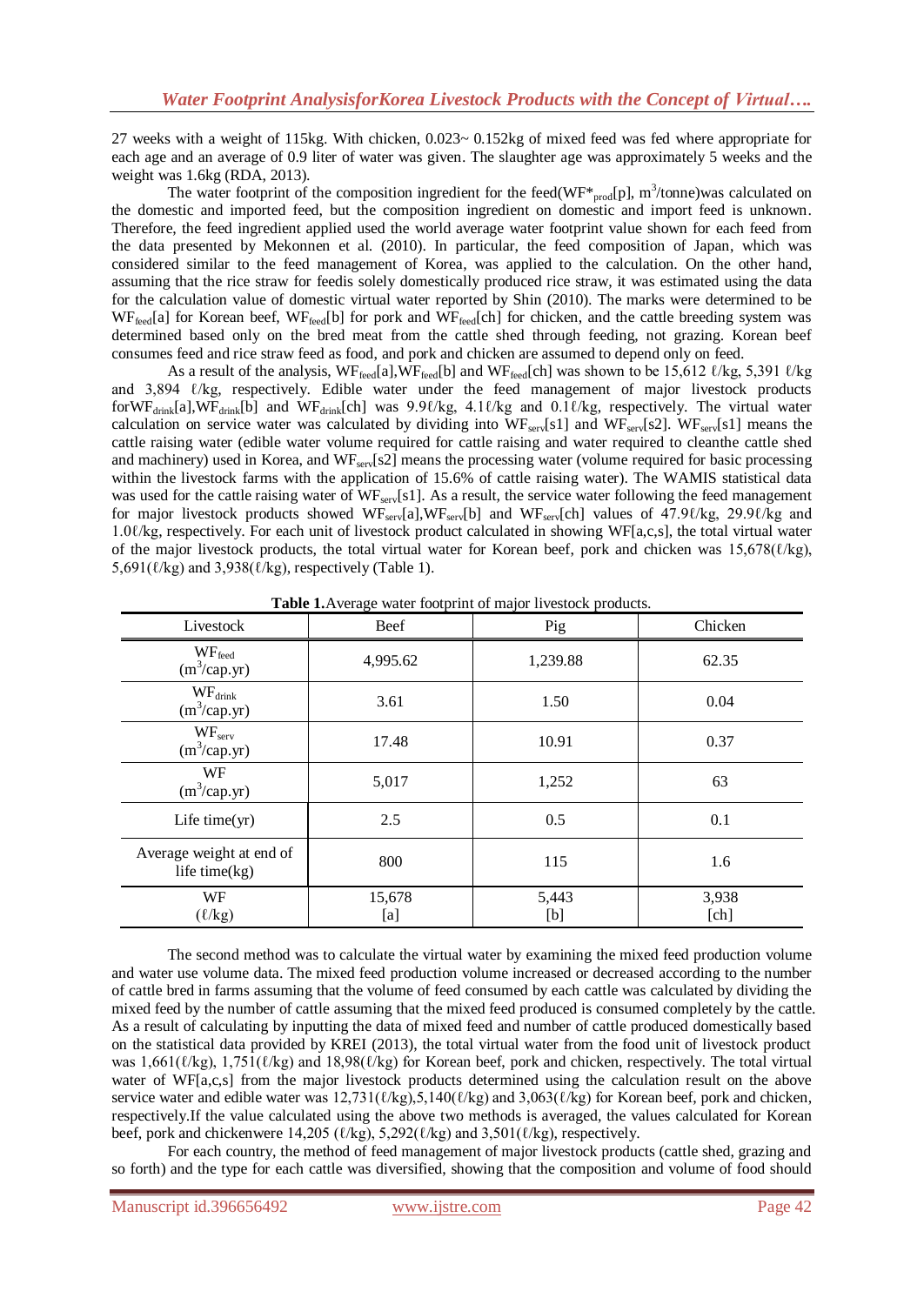27 weeks with a weight of 115kg. With chicken, 0.023~ 0.152kg of mixed feed was fed where appropriate for each age and an average of 0.9 liter of water was given. The slaughter age was approximately 5 weeks and the weight was 1.6kg (RDA, 2013).

The water footprint of the composition ingredient for the feed($WF^*_{prod}[p]$, $m^3$/tonne)was calculated on the domestic and imported feed, but the composition ingredient on domestic and import feed is unknown. Therefore, the feed ingredient applied used the world average water footprint value shown for each feed from the data presented by Mekonnen et al. (2010). In particular, the feed composition of Japan, which was considered similar to the feed management of Korea, was applied to the calculation. On the other hand, assuming that the rice straw for feedis solely domestically produced rice straw, it was estimated using the data for the calculation value of domestic virtual water reported by Shin (2010). The marks were determined to be $WF_{feed}[a]$ for Korean beef, $WF_{feed}[b]$ for pork and $WF_{feed}[ch]$ for chicken, and the cattle breeding system was determined based only on the bred meat from the cattle shed through feeding, not grazing. Korean beef consumes feed and rice straw feed as food, and pork and chicken are assumed to depend only on feed.

As a result of the analysis, $WF_{feed}[a]$,$WF_{feed}[b]$ and $WF_{feed}[ch]$ was shown to be 15,612 ℓ/kg, 5,391 ℓ/kg and 3,894 ℓ/kg, respectively. Edible water under the feed management of major livestock products for$WF_{drink}[a]$,$WF_{drink}[b]$ and $WF_{drink}[ch]$ was 9.9ℓ/kg, 4.1ℓ/kg and 0.1ℓ/kg, respectively. The virtual water calculation on service water was calculated by dividing into $WF_{serv}[s1]$ and $WF_{serv}[s2]$. $WF_{serv}[s1]$ means the cattle raising water (edible water volume required for cattle raising and water required to cleanthe cattle shed and machinery) used in Korea, and $WF_{serv}[s2]$ means the processing water (volume required for basic processing within the livestock farms with the application of 15.6% of cattle raising water). The WAMIS statistical data was used for the cattle raising water of $WF_{serv}[s1]$. As a result, the service water following the feed management for major livestock products showed $WF_{serv}[a]$,$WF_{serv}[b]$ and $WF_{serv}[ch]$ values of 47.9ℓ/kg, 29.9ℓ/kg and 1.0ℓ/kg, respectively. For each unit of livestock product calculated in showing WF[a,c,s], the total virtual water of the major livestock products, the total virtual water for Korean beef, pork and chicken was 15,678(ℓ/kg), 5,691(ℓ/kg) and 3,938(ℓ/kg), respectively (Table 1).

**Table 1.**Average water footprint of major livestock products.

| Livestock | Beef | Pig | Chicken |
|---|---|---|---|
| $WF_{feed}$ ($m^3$/cap.yr) | 4,995.62 | 1,239.88 | 62.35 |
| $WF_{drink}$ ($m^3$/cap.yr) | 3.61 | 1.50 | 0.04 |
| $WF_{serv}$ ($m^3$/cap.yr) | 17.48 | 10.91 | 0.37 |
| WF ($m^3$/cap.yr) | 5,017 | 1,252 | 63 |
| Life time(yr) | 2.5 | 0.5 | 0.1 |
| Average weight at end of life time(kg) | 800 | 115 | 1.6 |
| WF (ℓ/kg) | 15,678 [a] | 5,443 [b] | 3,938 [ch] |

The second method was to calculate the virtual water by examining the mixed feed production volume and water use volume data. The mixed feed production volume increased or decreased according to the number of cattle bred in farms assuming that the volume of feed consumed by each cattle was calculated by dividing the mixed feed by the number of cattle assuming that the mixed feed produced is consumed completely by the cattle. As a result of calculating by inputting the data of mixed feed and number of cattle produced domestically based on the statistical data provided by KREI (2013), the total virtual water from the food unit of livestock product was 1,661(ℓ/kg), 1,751(ℓ/kg) and 18,98(ℓ/kg) for Korean beef, pork and chicken, respectively. The total virtual water of WF[a,c,s] from the major livestock products determined using the calculation result on the above service water and edible water was 12,731(ℓ/kg),5,140(ℓ/kg) and 3,063(ℓ/kg) for Korean beef, pork and chicken, respectively.If the value calculated using the above two methods is averaged, the values calculated for Korean beef, pork and chickenwere 14,205 (ℓ/kg), 5,292(ℓ/kg) and 3,501(ℓ/kg), respectively.

For each country, the method of feed management of major livestock products (cattle shed, grazing and so forth) and the type for each cattle was diversified, showing that the composition and volume of food should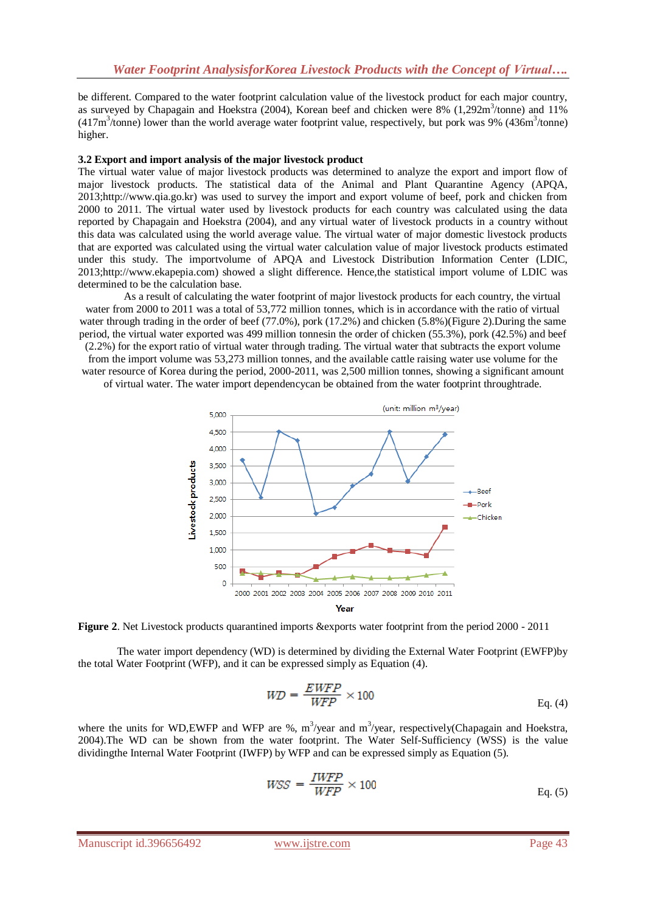be different. Compared to the water footprint calculation value of the livestock product for each major country, as surveyed by Chapagain and Hoekstra (2004), Korean beef and chicken were 8% (1,292m$^3$/tonne) and 11% (417m$^3$/tonne) lower than the world average water footprint value, respectively, but pork was 9% (436m$^3$/tonne) higher.

### 3.2 Export and import analysis of the major livestock product

The virtual water value of major livestock products was determined to analyze the export and import flow of major livestock products. The statistical data of the Animal and Plant Quarantine Agency (APQA, 2013;http://www.qia.go.kr) was used to survey the import and export volume of beef, pork and chicken from 2000 to 2011. The virtual water used by livestock products for each country was calculated using the data reported by Chapagain and Hoekstra (2004), and any virtual water of livestock products in a country without this data was calculated using the world average value. The virtual water of major domestic livestock products that are exported was calculated using the virtual water calculation value of major livestock products estimated under this study. The importvolume of APQA and Livestock Distribution Information Center (LDIC, 2013;http://www.ekapepia.com) showed a slight difference. Hence,the statistical import volume of LDIC was determined to be the calculation base.

As a result of calculating the water footprint of major livestock products for each country, the virtual water from 2000 to 2011 was a total of 53,772 million tonnes, which is in accordance with the ratio of virtual water through trading in the order of beef (77.0%), pork (17.2%) and chicken (5.8%)(Figure 2).During the same period, the virtual water exported was 499 million tonnesin the order of chicken (55.3%), pork (42.5%) and beef (2.2%) for the export ratio of virtual water through trading. The virtual water that subtracts the export volume from the import volume was 53,273 million tonnes, and the available cattle raising water use volume for the water resource of Korea during the period, 2000-2011, was 2,500 million tonnes, showing a significant amount of virtual water. The water import dependencycan be obtained from the water footprint throughtrade.

**Figure 2**. Net Livestock products quarantined imports &exports water footprint from the period 2000 - 2011

The water import dependency (WD) is determined by dividing the External Water Footprint (EWFP)by the total Water Footprint (WFP), and it can be expressed simply as Equation (4).

$$WD = \frac{EWFP}{WFP} \times 100 \qquad \text{Eq. (4)}$$

where the units for WD,EWFP and WFP are %, m$^3$/year and m$^3$/year, respectively(Chapagain and Hoekstra, 2004).The WD can be shown from the water footprint. The Water Self-Sufficiency (WSS) is the value dividingthe Internal Water Footprint (IWFP) by WFP and can be expressed simply as Equation (5).

$$WSS = \frac{IWFP}{WFP} \times 100 \qquad \text{Eq. (5)}$$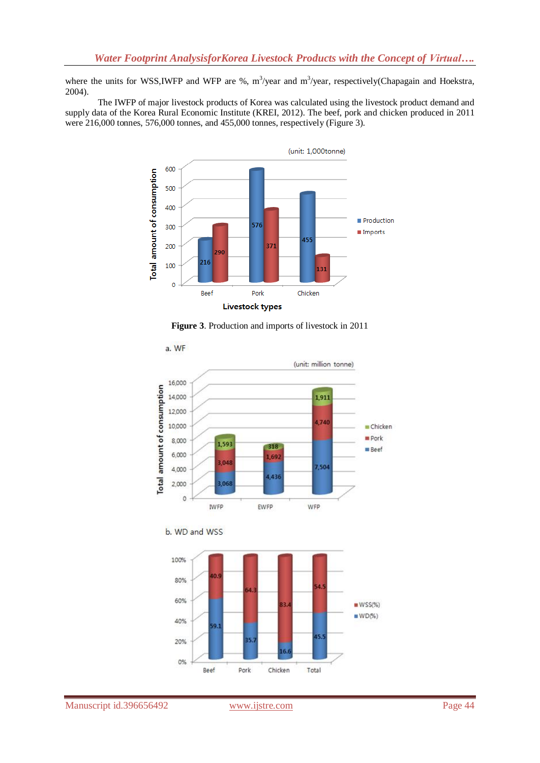where the units for WSS,IWFP and WFP are %, $m^3$/year and $m^3$/year, respectively(Chapagain and Hoekstra, 2004).

The IWFP of major livestock products of Korea was calculated using the livestock product demand and supply data of the Korea Rural Economic Institute (KREI, 2012). The beef, pork and chicken produced in 2011 were 216,000 tonnes, 576,000 tonnes, and 455,000 tonnes, respectively (Figure 3).

**Figure 3**. Production and imports of livestock in 2011

a. WF

b. WD and WSS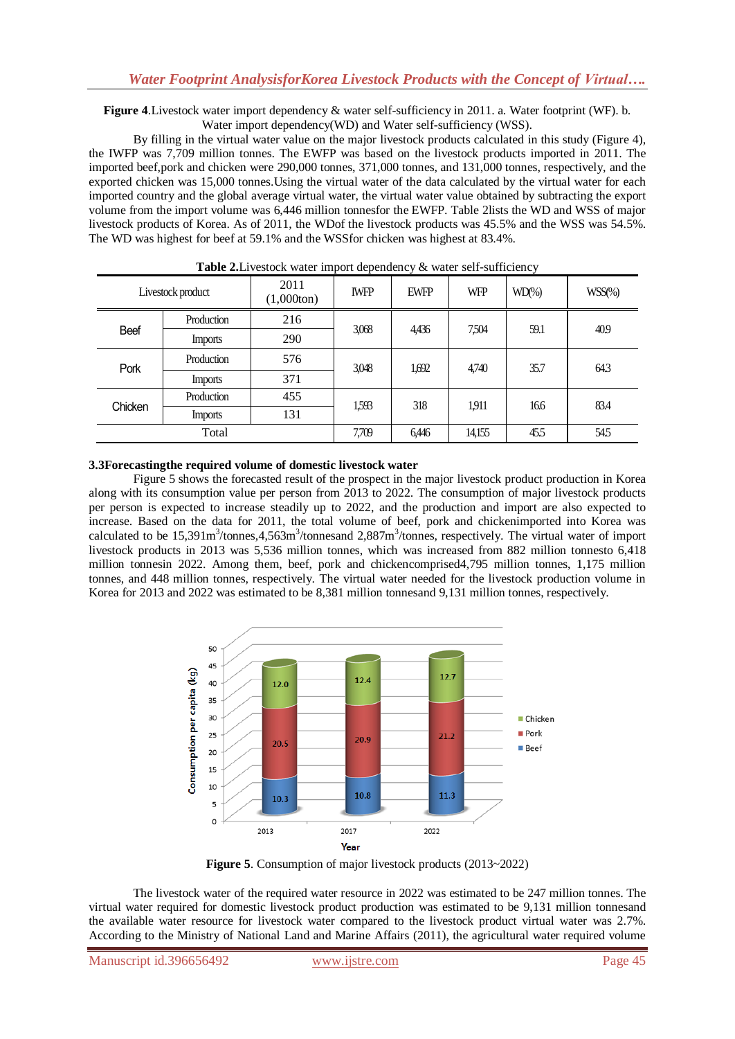**Figure 4**.Livestock water import dependency & water self-sufficiency in 2011. a. Water footprint (WF). b. Water import dependency(WD) and Water self-sufficiency (WSS).

By filling in the virtual water value on the major livestock products calculated in this study (Figure 4), the IWFP was 7,709 million tonnes. The EWFP was based on the livestock products imported in 2011. The imported beef,pork and chicken were 290,000 tonnes, 371,000 tonnes, and 131,000 tonnes, respectively, and the exported chicken was 15,000 tonnes.Using the virtual water of the data calculated by the virtual water for each imported country and the global average virtual water, the virtual water value obtained by subtracting the export volume from the import volume was 6,446 million tonnesfor the EWFP. Table 2lists the WD and WSS of major livestock products of Korea. As of 2011, the WDof the livestock products was 45.5% and the WSS was 54.5%. The WD was highest for beef at 59.1% and the WSSfor chicken was highest at 83.4%.

**Table 2.**Livestock water import dependency & water self-sufficiency

| Livestock product | | 2011 (1,000ton) | IWFP | EWFP | WFP | WD(%) | WSS(%) |
|---|---|---|---|---|---|---|---|
| Beef | Production | 216 | 3,068 | 4,436 | 7,504 | 59.1 | 40.9 |
| | Imports | 290 | | | | | |
| Pork | Production | 576 | 3,048 | 1,692 | 4,740 | 35.7 | 64.3 |
| | Imports | 371 | | | | | |
| Chicken | Production | 455 | 1,593 | 318 | 1,911 | 16.6 | 83.4 |
| | Imports | 131 | | | | | |
| Total | | | 7,709 | 6,446 | 14,155 | 45.5 | 54.5 |

### 3.3Forecastingthe required volume of domestic livestock water

Figure 5 shows the forecasted result of the prospect in the major livestock product production in Korea along with its consumption value per person from 2013 to 2022. The consumption of major livestock products per person is expected to increase steadily up to 2022, and the production and import are also expected to increase. Based on the data for 2011, the total volume of beef, pork and chickenimported into Korea was calculated to be 15,391$m^3$/tonnes,4,563$m^3$/tonnesand 2,887$m^3$/tonnes, respectively. The virtual water of import livestock products in 2013 was 5,536 million tonnes, which was increased from 882 million tonnesto 6,418 million tonnesin 2022. Among them, beef, pork and chickencomprised4,795 million tonnes, 1,175 million tonnes, and 448 million tonnes, respectively. The virtual water needed for the livestock production volume in Korea for 2013 and 2022 was estimated to be 8,381 million tonnesand 9,131 million tonnes, respectively.

**Figure 5**. Consumption of major livestock products (2013~2022)

The livestock water of the required water resource in 2022 was estimated to be 247 million tonnes. The virtual water required for domestic livestock product production was estimated to be 9,131 million tonnesand the available water resource for livestock water compared to the livestock product virtual water was 2.7%. According to the Ministry of National Land and Marine Affairs (2011), the agricultural water required volume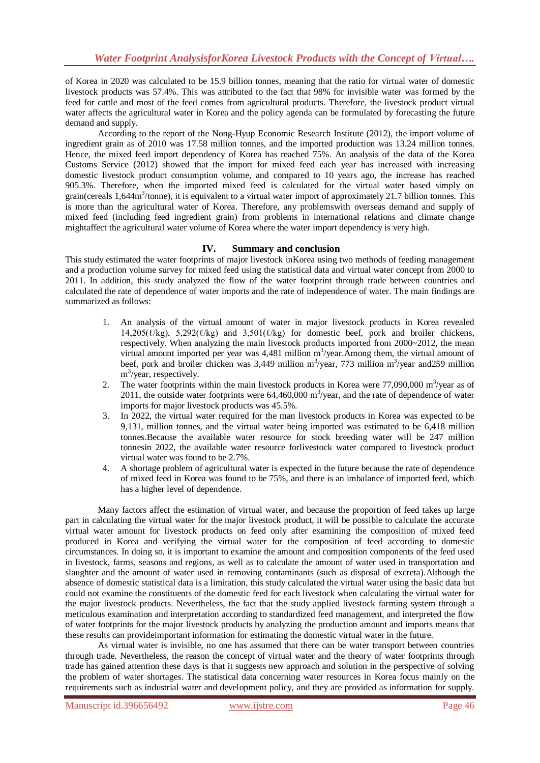of Korea in 2020 was calculated to be 15.9 billion tonnes, meaning that the ratio for virtual water of domestic livestock products was 57.4%. This was attributed to the fact that 98% for invisible water was formed by the feed for cattle and most of the feed comes from agricultural products. Therefore, the livestock product virtual water affects the agricultural water in Korea and the policy agenda can be formulated by forecasting the future demand and supply.

According to the report of the Nong-Hyup Economic Research Institute (2012), the import volume of ingredient grain as of 2010 was 17.58 million tonnes, and the imported production was 13.24 million tonnes. Hence, the mixed feed import dependency of Korea has reached 75%. An analysis of the data of the Korea Customs Service (2012) showed that the import for mixed feed each year has increased with increasing domestic livestock product consumption volume, and compared to 10 years ago, the increase has reached 905.3%. Therefore, when the imported mixed feed is calculated for the virtual water based simply on grain(cereals 1,644m$^3$/tonne), it is equivalent to a virtual water import of approximately 21.7 billion tonnes. This is more than the agricultural water of Korea. Therefore, any problemswith overseas demand and supply of mixed feed (including feed ingredient grain) from problems in international relations and climate change mightaffect the agricultural water volume of Korea where the water import dependency is very high.

## IV. Summary and conclusion

This study estimated the water footprints of major livestock inKorea using two methods of feeding management and a production volume survey for mixed feed using the statistical data and virtual water concept from 2000 to 2011. In addition, this study analyzed the flow of the water footprint through trade between countries and calculated the rate of dependence of water imports and the rate of independence of water. The main findings are summarized as follows:

1. An analysis of the virtual amount of water in major livestock products in Korea revealed 14,205(ℓ/kg), 5,292(ℓ/kg) and 3,501(ℓ/kg) for domestic beef, pork and broiler chickens, respectively. When analyzing the main livestock products imported from 2000~2012, the mean virtual amount imported per year was 4,481 million m$^3$/year.Among them, the virtual amount of beef, pork and broiler chicken was 3,449 million m$^3$/year, 773 million m$^3$/year and259 million m$^3$/year, respectively.
2. The water footprints within the main livestock products in Korea were 77,090,000 m$^3$/year as of 2011, the outside water footprints were 64,460,000 m$^3$/year, and the rate of dependence of water imports for major livestock products was 45.5%.
3. In 2022, the virtual water required for the man livestock products in Korea was expected to be 9,131, million tonnes, and the virtual water being imported was estimated to be 6,418 million tonnes.Because the available water resource for stock breeding water will be 247 million tonnesin 2022, the available water resource forlivestock water compared to livestock product virtual water was found to be 2.7%.
4. A shortage problem of agricultural water is expected in the future because the rate of dependence of mixed feed in Korea was found to be 75%, and there is an imbalance of imported feed, which has a higher level of dependence.

Many factors affect the estimation of virtual water, and because the proportion of feed takes up large part in calculating the virtual water for the major livestock product, it will be possible to calculate the accurate virtual water amount for livestock products on feed only after examining the composition of mixed feed produced in Korea and verifying the virtual water for the composition of feed according to domestic circumstances. In doing so, it is important to examine the amount and composition components of the feed used in livestock, farms, seasons and regions, as well as to calculate the amount of water used in transportation and slaughter and the amount of water used in removing contaminants (such as disposal of excreta).Although the absence of domestic statistical data is a limitation, this study calculated the virtual water using the basic data but could not examine the constituents of the domestic feed for each livestock when calculating the virtual water for the major livestock products. Nevertheless, the fact that the study applied livestock farming system through a meticulous examination and interpretation according to standardized feed management, and interpreted the flow of water footprints for the major livestock products by analyzing the production amount and imports means that these results can provideimportant information for estimating the domestic virtual water in the future.

As virtual water is invisible, no one has assumed that there can be water transport between countries through trade. Nevertheless, the reason the concept of virtual water and the theory of water footprints through trade has gained attention these days is that it suggests new approach and solution in the perspective of solving the problem of water shortages. The statistical data concerning water resources in Korea focus mainly on the requirements such as industrial water and development policy, and they are provided as information for supply.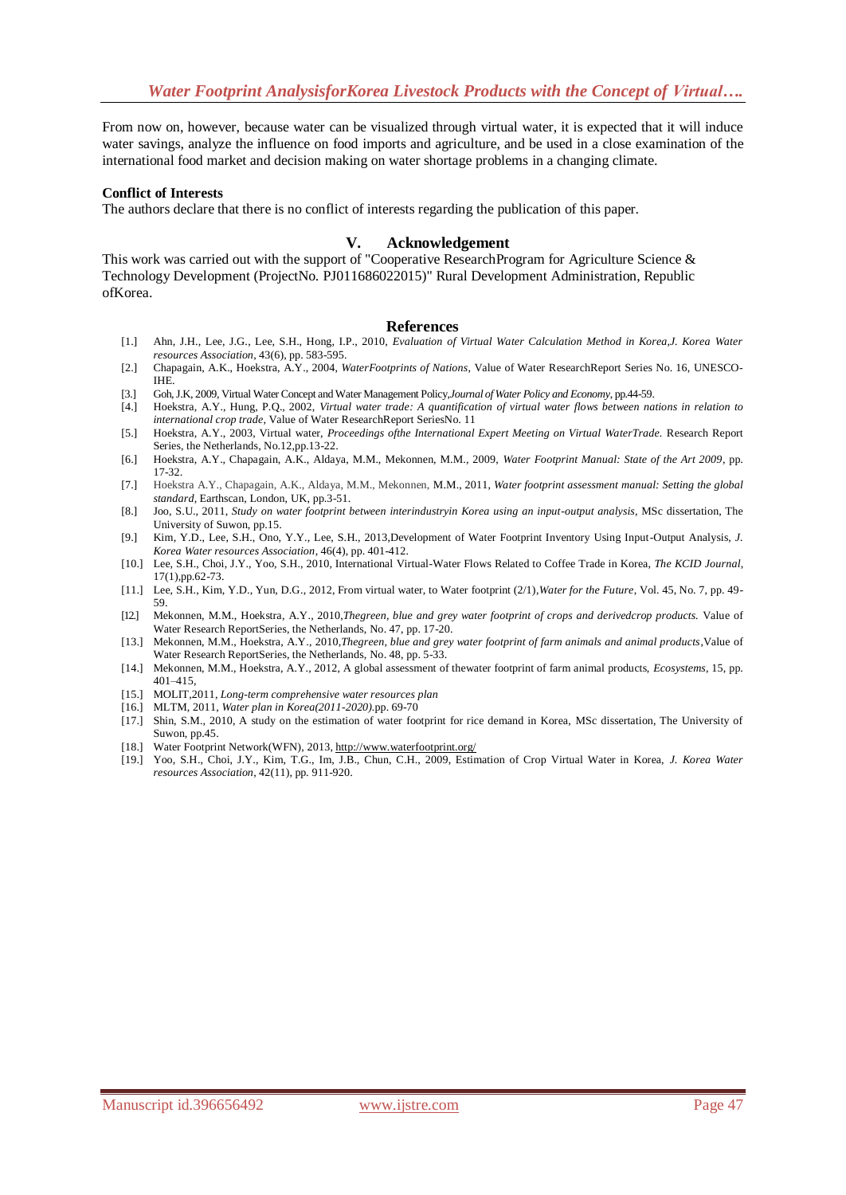From now on, however, because water can be visualized through virtual water, it is expected that it will induce water savings, analyze the influence on food imports and agriculture, and be used in a close examination of the international food market and decision making on water shortage problems in a changing climate.

**Conflict of Interests**

The authors declare that there is no conflict of interests regarding the publication of this paper.

## V. Acknowledgement

This work was carried out with the support of "Cooperative ResearchProgram for Agriculture Science & Technology Development (ProjectNo. PJ011686022015)" Rural Development Administration, Republic ofKorea.

## References

[1.] Ahn, J.H., Lee, J.G., Lee, S.H., Hong, I.P., 2010, *Evaluation of Virtual Water Calculation Method in Korea,J. Korea Water resources Association*, 43(6), pp. 583-595.

[2.] Chapagain, A.K., Hoekstra, A.Y., 2004, *WaterFootprints of Nations*, Value of Water ResearchReport Series No. 16, UNESCO-IHE.

[3.] Goh, J.K, 2009, Virtual Water Concept and Water Management Policy,*Journal of Water Policy and Economy*, pp.44-59.

[4.] Hoekstra, A.Y., Hung, P.Q., 2002, *Virtual water trade: A quantification of virtual water flows between nations in relation to international crop trade*, Value of Water ResearchReport SeriesNo. 11

[5.] Hoekstra, A.Y., 2003, Virtual water, *Proceedings ofthe International Expert Meeting on Virtual WaterTrade.* Research Report Series, the Netherlands, No.12,pp.13-22.

[6.] Hoekstra, A.Y., Chapagain, A.K., Aldaya, M.M., Mekonnen, M.M., 2009, *Water Footprint Manual: State of the Art 2009*, pp. 17-32.

[7.] Hoekstra A.Y., Chapagain, A.K., Aldaya, M.M., Mekonnen, M.M., 2011, *Water footprint assessment manual: Setting the global standard*, Earthscan, London, UK, pp.3-51.

[8.] Joo, S.U., 2011, *Study on water footprint between interindustryin Korea using an input-output analysis*, MSc dissertation, The University of Suwon, pp.15.

[9.] Kim, Y.D., Lee, S.H., Ono, Y.Y., Lee, S.H., 2013,Development of Water Footprint Inventory Using Input-Output Analysis, *J. Korea Water resources Association*, 46(4), pp. 401-412.

[10.] Lee, S.H., Choi, J.Y., Yoo, S.H., 2010, International Virtual-Water Flows Related to Coffee Trade in Korea, *The KCID Journal*, 17(1),pp.62-73.

[11.] Lee, S.H., Kim, Y.D., Yun, D.G., 2012, From virtual water, to Water footprint (2/1),*Water for the Future*, Vol. 45, No. 7, pp. 49-59.

[12.] Mekonnen, M.M., Hoekstra, A.Y., 2010,*Thegreen, blue and grey water footprint of crops and derivedcrop products.* Value of Water Research ReportSeries, the Netherlands, No. 47, pp. 17-20.

[13.] Mekonnen, M.M., Hoekstra, A.Y., 2010,*Thegreen, blue and grey water footprint of farm animals and animal products*,Value of Water Research ReportSeries, the Netherlands, No. 48, pp. 5-33.

[14.] Mekonnen, M.M., Hoekstra, A.Y., 2012, A global assessment of thewater footprint of farm animal products, *Ecosystems*, 15, pp. 401–415,

[15.] MOLIT,2011, *Long-term comprehensive water resources plan*

[16.] MLTM, 2011, *Water plan in Korea(2011-2020)*.pp. 69-70

[17.] Shin, S.M., 2010, A study on the estimation of water footprint for rice demand in Korea, MSc dissertation, The University of Suwon, pp.45.

[18.] Water Footprint Network(WFN), 2013, http://www.waterfootprint.org/

[19.] Yoo, S.H., Choi, J.Y., Kim, T.G., Im, J.B., Chun, C.H., 2009, Estimation of Crop Virtual Water in Korea, *J. Korea Water resources Association*, 42(11), pp. 911-920.